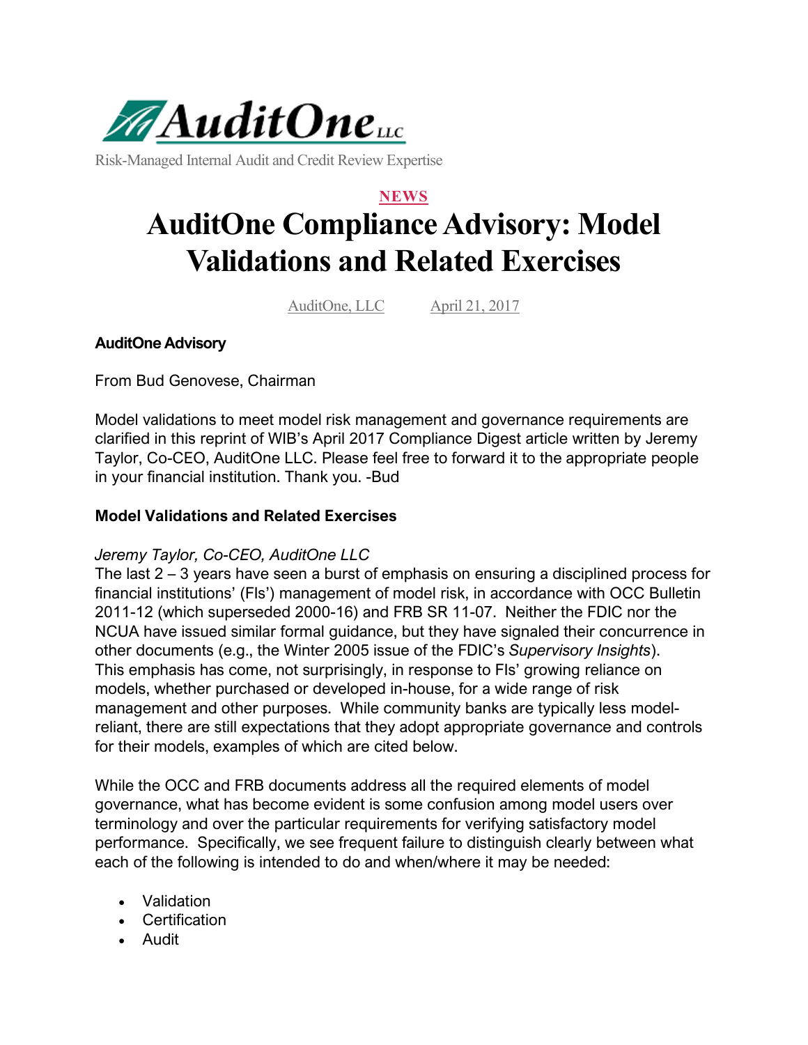AuditOne LLC

Risk-Managed Internal Audit and Credit Review Expertise

NEWS

# AuditOne Compliance Advisory: Model Validations and Related Exercises

AuditOne, LLC April 21, 2017

**AuditOne Advisory**

From Bud Genovese, Chairman

Model validations to meet model risk management and governance requirements are clarified in this reprint of WIB's April 2017 Compliance Digest article written by Jeremy Taylor, Co-CEO, AuditOne LLC. Please feel free to forward it to the appropriate people in your financial institution. Thank you. -Bud

**Model Validations and Related Exercises**

*Jeremy Taylor, Co-CEO, AuditOne LLC*

The last 2 – 3 years have seen a burst of emphasis on ensuring a disciplined process for financial institutions' (FIs') management of model risk, in accordance with OCC Bulletin 2011-12 (which superseded 2000-16) and FRB SR 11-07. Neither the FDIC nor the NCUA have issued similar formal guidance, but they have signaled their concurrence in other documents (e.g., the Winter 2005 issue of the FDIC's *Supervisory Insights*). This emphasis has come, not surprisingly, in response to FIs' growing reliance on models, whether purchased or developed in-house, for a wide range of risk management and other purposes. While community banks are typically less model-reliant, there are still expectations that they adopt appropriate governance and controls for their models, examples of which are cited below.

While the OCC and FRB documents address all the required elements of model governance, what has become evident is some confusion among model users over terminology and over the particular requirements for verifying satisfactory model performance. Specifically, we see frequent failure to distinguish clearly between what each of the following is intended to do and when/where it may be needed:

- Validation
- Certification
- Audit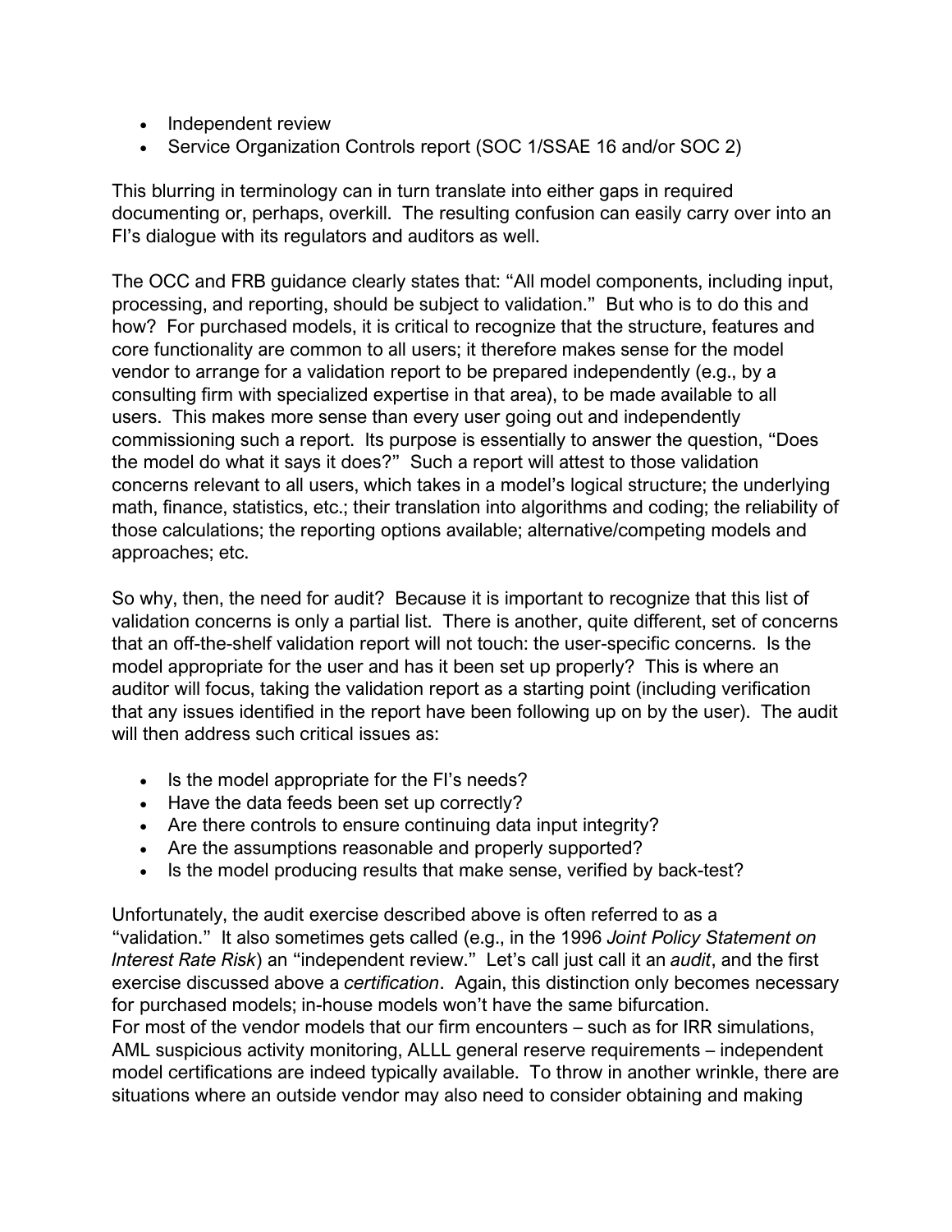- Independent review
- Service Organization Controls report (SOC 1/SSAE 16 and/or SOC 2)

This blurring in terminology can in turn translate into either gaps in required documenting or, perhaps, overkill. The resulting confusion can easily carry over into an FI's dialogue with its regulators and auditors as well.

The OCC and FRB guidance clearly states that: "All model components, including input, processing, and reporting, should be subject to validation." But who is to do this and how? For purchased models, it is critical to recognize that the structure, features and core functionality are common to all users; it therefore makes sense for the model vendor to arrange for a validation report to be prepared independently (e.g., by a consulting firm with specialized expertise in that area), to be made available to all users. This makes more sense than every user going out and independently commissioning such a report. Its purpose is essentially to answer the question, "Does the model do what it says it does?" Such a report will attest to those validation concerns relevant to all users, which takes in a model's logical structure; the underlying math, finance, statistics, etc.; their translation into algorithms and coding; the reliability of those calculations; the reporting options available; alternative/competing models and approaches; etc.

So why, then, the need for audit? Because it is important to recognize that this list of validation concerns is only a partial list. There is another, quite different, set of concerns that an off-the-shelf validation report will not touch: the user-specific concerns. Is the model appropriate for the user and has it been set up properly? This is where an auditor will focus, taking the validation report as a starting point (including verification that any issues identified in the report have been following up on by the user). The audit will then address such critical issues as:

- Is the model appropriate for the FI's needs?
- Have the data feeds been set up correctly?
- Are there controls to ensure continuing data input integrity?
- Are the assumptions reasonable and properly supported?
- Is the model producing results that make sense, verified by back-test?

Unfortunately, the audit exercise described above is often referred to as a "validation." It also sometimes gets called (e.g., in the 1996 *Joint Policy Statement on Interest Rate Risk*) an "independent review." Let's call just call it an *audit*, and the first exercise discussed above a *certification*. Again, this distinction only becomes necessary for purchased models; in-house models won't have the same bifurcation.
For most of the vendor models that our firm encounters – such as for IRR simulations, AML suspicious activity monitoring, ALLL general reserve requirements – independent model certifications are indeed typically available. To throw in another wrinkle, there are situations where an outside vendor may also need to consider obtaining and making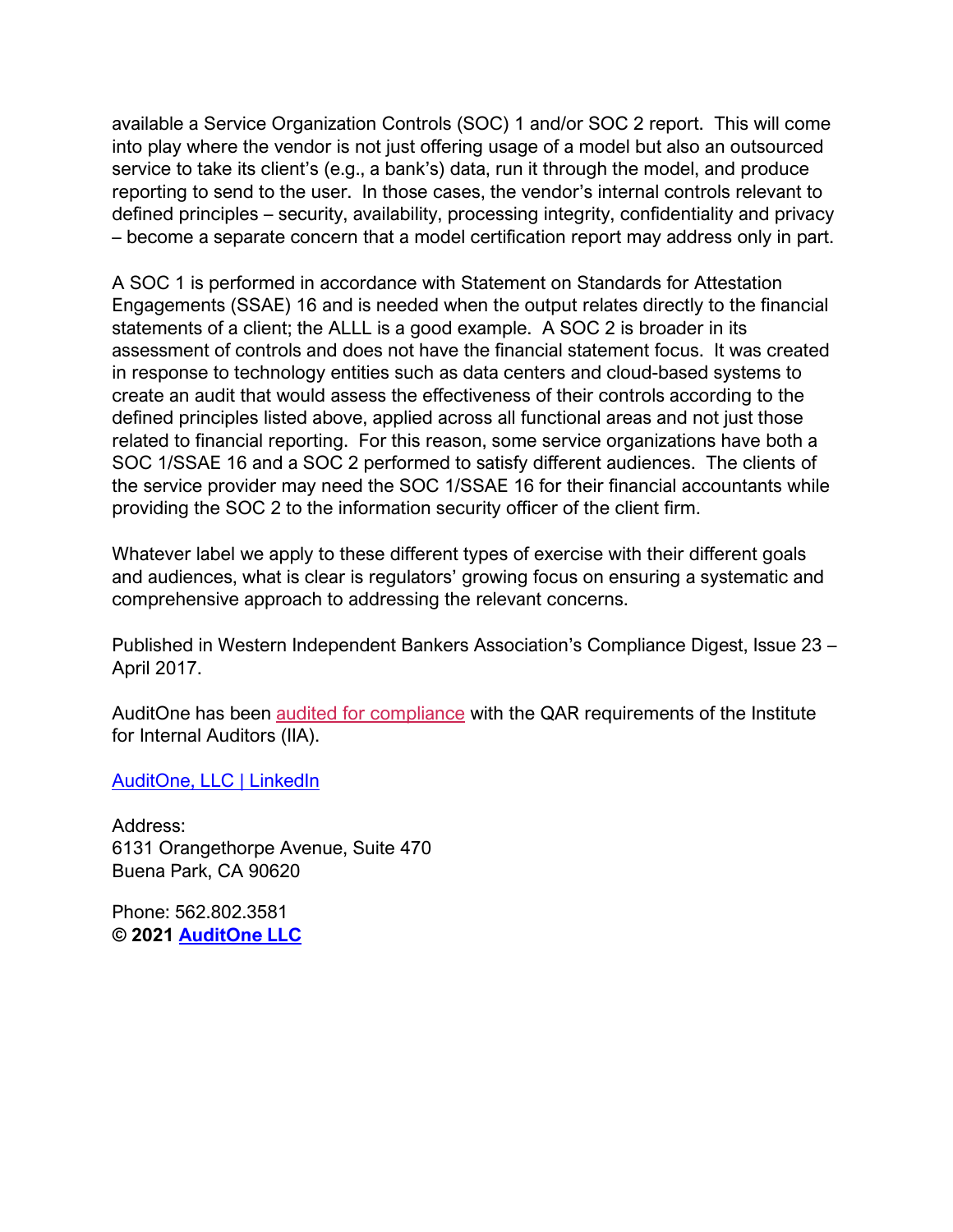available a Service Organization Controls (SOC) 1 and/or SOC 2 report. This will come into play where the vendor is not just offering usage of a model but also an outsourced service to take its client's (e.g., a bank's) data, run it through the model, and produce reporting to send to the user. In those cases, the vendor's internal controls relevant to defined principles – security, availability, processing integrity, confidentiality and privacy – become a separate concern that a model certification report may address only in part.

A SOC 1 is performed in accordance with Statement on Standards for Attestation Engagements (SSAE) 16 and is needed when the output relates directly to the financial statements of a client; the ALLL is a good example. A SOC 2 is broader in its assessment of controls and does not have the financial statement focus. It was created in response to technology entities such as data centers and cloud-based systems to create an audit that would assess the effectiveness of their controls according to the defined principles listed above, applied across all functional areas and not just those related to financial reporting. For this reason, some service organizations have both a SOC 1/SSAE 16 and a SOC 2 performed to satisfy different audiences. The clients of the service provider may need the SOC 1/SSAE 16 for their financial accountants while providing the SOC 2 to the information security officer of the client firm.

Whatever label we apply to these different types of exercise with their different goals and audiences, what is clear is regulators' growing focus on ensuring a systematic and comprehensive approach to addressing the relevant concerns.

Published in Western Independent Bankers Association's Compliance Digest, Issue 23 – April 2017.

AuditOne has been audited for compliance with the QAR requirements of the Institute for Internal Auditors (IIA).

AuditOne, LLC | LinkedIn

Address:
6131 Orangethorpe Avenue, Suite 470
Buena Park, CA 90620

Phone: 562.802.3581
**© 2021 AuditOne LLC**